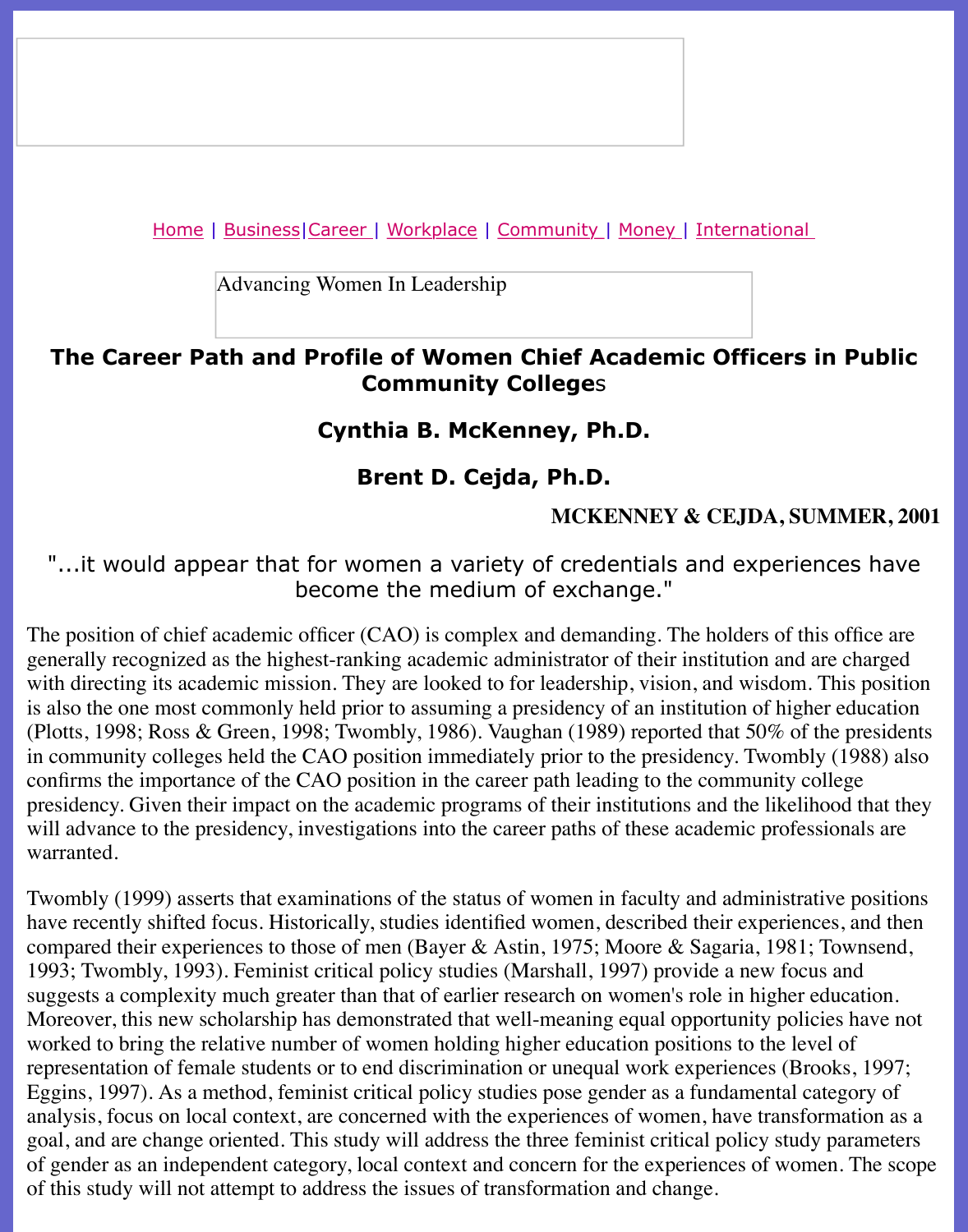Home | Business|Career | Workplace | Community | Money | International

Advancing Women In Leadership

# The Career Path and Profile of Women Chief Academic Officers in Public Community Colleges

## Cynthia B. McKenney, Ph.D.

## Brent D. Cejda, Ph.D.

**MCKENNEY & CEJDA, SUMMER, 2001**

"...it would appear that for women a variety of credentials and experiences have become the medium of exchange."

The position of chief academic officer (CAO) is complex and demanding. The holders of this office are generally recognized as the highest-ranking academic administrator of their institution and are charged with directing its academic mission. They are looked to for leadership, vision, and wisdom. This position is also the one most commonly held prior to assuming a presidency of an institution of higher education (Plotts, 1998; Ross & Green, 1998; Twombly, 1986). Vaughan (1989) reported that 50% of the presidents in community colleges held the CAO position immediately prior to the presidency. Twombly (1988) also confirms the importance of the CAO position in the career path leading to the community college presidency. Given their impact on the academic programs of their institutions and the likelihood that they will advance to the presidency, investigations into the career paths of these academic professionals are warranted.

Twombly (1999) asserts that examinations of the status of women in faculty and administrative positions have recently shifted focus. Historically, studies identified women, described their experiences, and then compared their experiences to those of men (Bayer & Astin, 1975; Moore & Sagaria, 1981; Townsend, 1993; Twombly, 1993). Feminist critical policy studies (Marshall, 1997) provide a new focus and suggests a complexity much greater than that of earlier research on women's role in higher education. Moreover, this new scholarship has demonstrated that well-meaning equal opportunity policies have not worked to bring the relative number of women holding higher education positions to the level of representation of female students or to end discrimination or unequal work experiences (Brooks, 1997; Eggins, 1997). As a method, feminist critical policy studies pose gender as a fundamental category of analysis, focus on local context, are concerned with the experiences of women, have transformation as a goal, and are change oriented. This study will address the three feminist critical policy study parameters of gender as an independent category, local context and concern for the experiences of women. The scope of this study will not attempt to address the issues of transformation and change.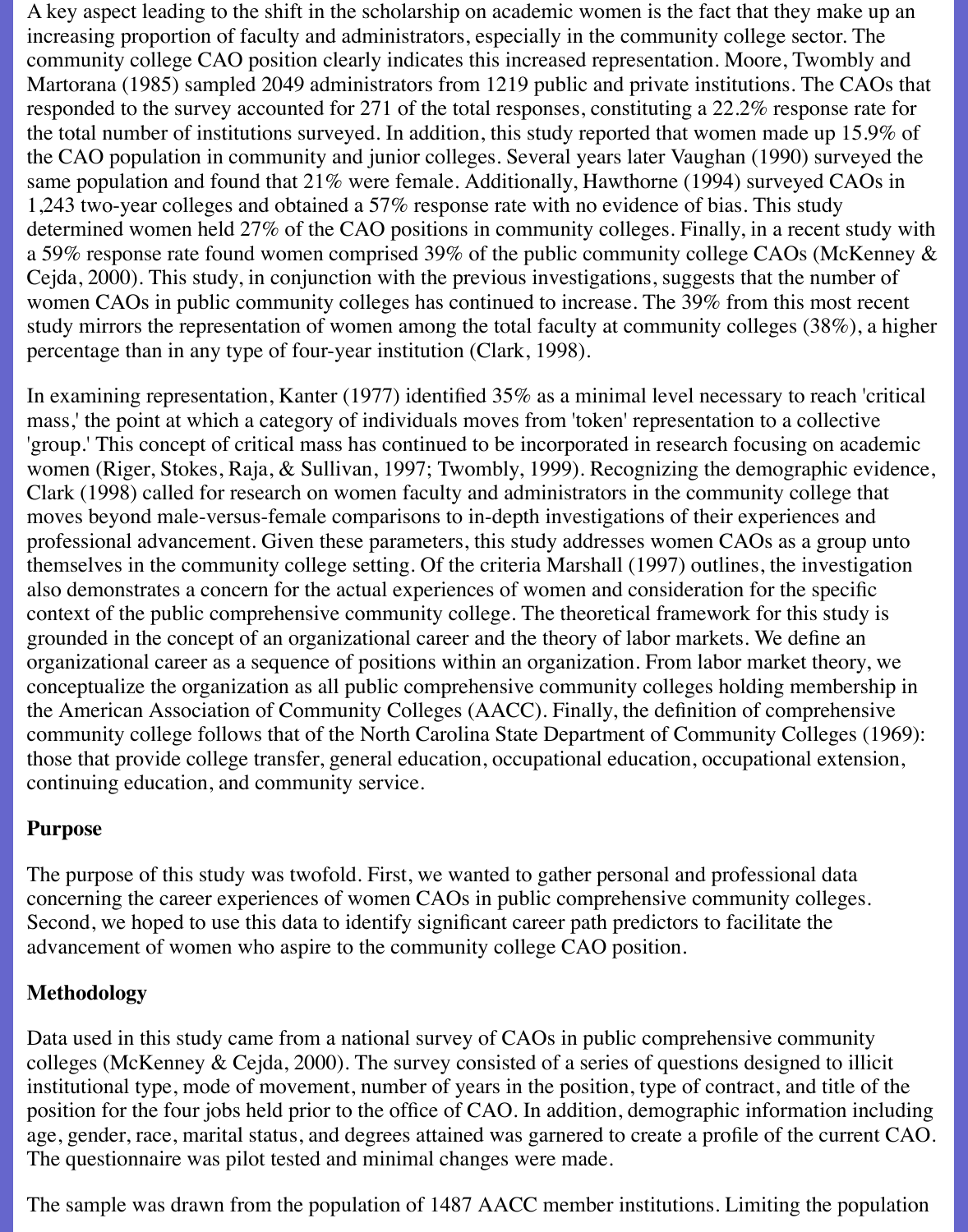A key aspect leading to the shift in the scholarship on academic women is the fact that they make up an increasing proportion of faculty and administrators, especially in the community college sector. The community college CAO position clearly indicates this increased representation. Moore, Twombly and Martorana (1985) sampled 2049 administrators from 1219 public and private institutions. The CAOs that responded to the survey accounted for 271 of the total responses, constituting a 22.2% response rate for the total number of institutions surveyed. In addition, this study reported that women made up 15.9% of the CAO population in community and junior colleges. Several years later Vaughan (1990) surveyed the same population and found that 21% were female. Additionally, Hawthorne (1994) surveyed CAOs in 1,243 two-year colleges and obtained a 57% response rate with no evidence of bias. This study determined women held 27% of the CAO positions in community colleges. Finally, in a recent study with a 59% response rate found women comprised 39% of the public community college CAOs (McKenney & Cejda, 2000). This study, in conjunction with the previous investigations, suggests that the number of women CAOs in public community colleges has continued to increase. The 39% from this most recent study mirrors the representation of women among the total faculty at community colleges (38%), a higher percentage than in any type of four-year institution (Clark, 1998).

In examining representation, Kanter (1977) identified 35% as a minimal level necessary to reach 'critical mass,' the point at which a category of individuals moves from 'token' representation to a collective 'group.' This concept of critical mass has continued to be incorporated in research focusing on academic women (Riger, Stokes, Raja, & Sullivan, 1997; Twombly, 1999). Recognizing the demographic evidence, Clark (1998) called for research on women faculty and administrators in the community college that moves beyond male-versus-female comparisons to in-depth investigations of their experiences and professional advancement. Given these parameters, this study addresses women CAOs as a group unto themselves in the community college setting. Of the criteria Marshall (1997) outlines, the investigation also demonstrates a concern for the actual experiences of women and consideration for the specific context of the public comprehensive community college. The theoretical framework for this study is grounded in the concept of an organizational career and the theory of labor markets. We define an organizational career as a sequence of positions within an organization. From labor market theory, we conceptualize the organization as all public comprehensive community colleges holding membership in the American Association of Community Colleges (AACC). Finally, the definition of comprehensive community college follows that of the North Carolina State Department of Community Colleges (1969): those that provide college transfer, general education, occupational education, occupational extension, continuing education, and community service.

**Purpose**

The purpose of this study was twofold. First, we wanted to gather personal and professional data concerning the career experiences of women CAOs in public comprehensive community colleges. Second, we hoped to use this data to identify significant career path predictors to facilitate the advancement of women who aspire to the community college CAO position.

**Methodology**

Data used in this study came from a national survey of CAOs in public comprehensive community colleges (McKenney & Cejda, 2000). The survey consisted of a series of questions designed to illicit institutional type, mode of movement, number of years in the position, type of contract, and title of the position for the four jobs held prior to the office of CAO. In addition, demographic information including age, gender, race, marital status, and degrees attained was garnered to create a profile of the current CAO. The questionnaire was pilot tested and minimal changes were made.

The sample was drawn from the population of 1487 AACC member institutions. Limiting the population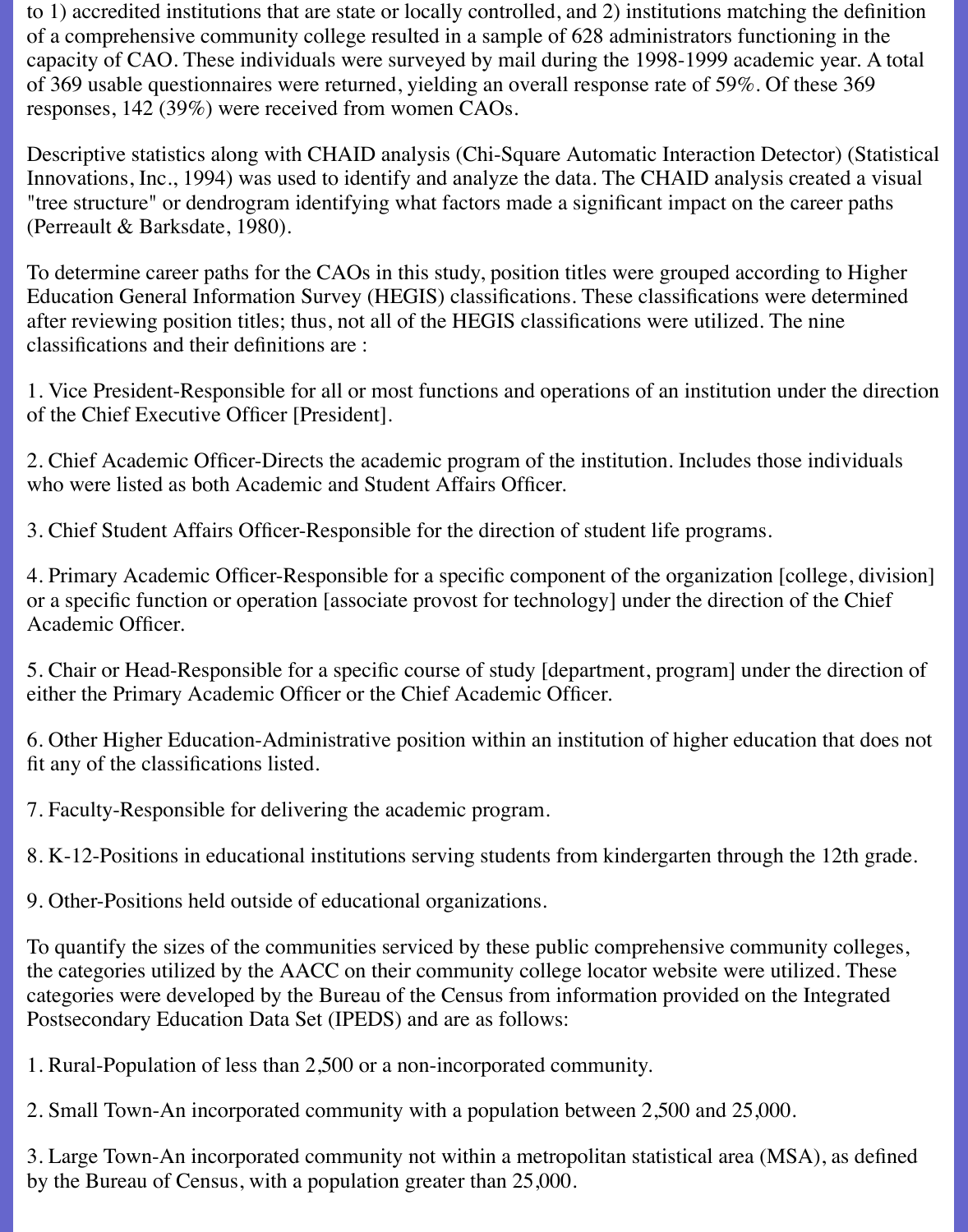to 1) accredited institutions that are state or locally controlled, and 2) institutions matching the definition of a comprehensive community college resulted in a sample of 628 administrators functioning in the capacity of CAO. These individuals were surveyed by mail during the 1998-1999 academic year. A total of 369 usable questionnaires were returned, yielding an overall response rate of 59%. Of these 369 responses, 142 (39%) were received from women CAOs.

Descriptive statistics along with CHAID analysis (Chi-Square Automatic Interaction Detector) (Statistical Innovations, Inc., 1994) was used to identify and analyze the data. The CHAID analysis created a visual "tree structure" or dendrogram identifying what factors made a significant impact on the career paths (Perreault & Barksdate, 1980).

To determine career paths for the CAOs in this study, position titles were grouped according to Higher Education General Information Survey (HEGIS) classifications. These classifications were determined after reviewing position titles; thus, not all of the HEGIS classifications were utilized. The nine classifications and their definitions are :

1. Vice President-Responsible for all or most functions and operations of an institution under the direction of the Chief Executive Officer [President].

2. Chief Academic Officer-Directs the academic program of the institution. Includes those individuals who were listed as both Academic and Student Affairs Officer.

3. Chief Student Affairs Officer-Responsible for the direction of student life programs.

4. Primary Academic Officer-Responsible for a specific component of the organization [college, division] or a specific function or operation [associate provost for technology] under the direction of the Chief Academic Officer.

5. Chair or Head-Responsible for a specific course of study [department, program] under the direction of either the Primary Academic Officer or the Chief Academic Officer.

6. Other Higher Education-Administrative position within an institution of higher education that does not fit any of the classifications listed.

7. Faculty-Responsible for delivering the academic program.

8. K-12-Positions in educational institutions serving students from kindergarten through the 12th grade.

9. Other-Positions held outside of educational organizations.

To quantify the sizes of the communities serviced by these public comprehensive community colleges, the categories utilized by the AACC on their community college locator website were utilized. These categories were developed by the Bureau of the Census from information provided on the Integrated Postsecondary Education Data Set (IPEDS) and are as follows:

1. Rural-Population of less than 2,500 or a non-incorporated community.

2. Small Town-An incorporated community with a population between 2,500 and 25,000.

3. Large Town-An incorporated community not within a metropolitan statistical area (MSA), as defined by the Bureau of Census, with a population greater than 25,000.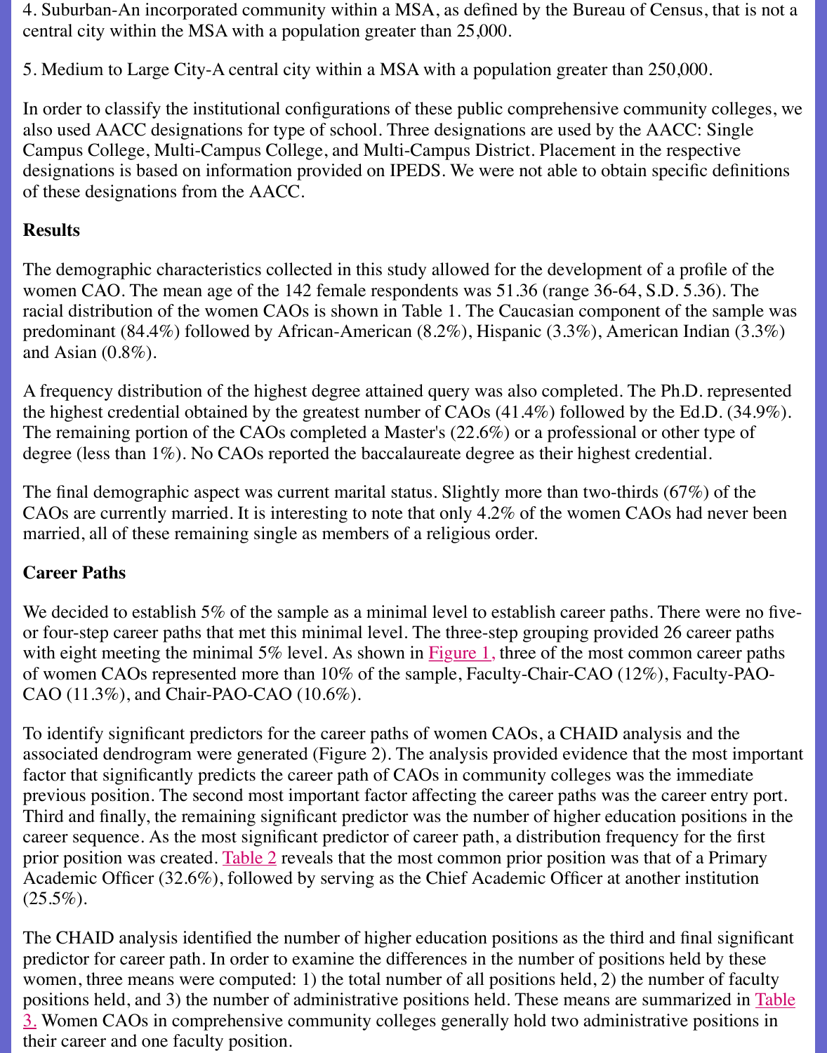4. Suburban-An incorporated community within a MSA, as defined by the Bureau of Census, that is not a central city within the MSA with a population greater than 25,000.

5. Medium to Large City-A central city within a MSA with a population greater than 250,000.

In order to classify the institutional configurations of these public comprehensive community colleges, we also used AACC designations for type of school. Three designations are used by the AACC: Single Campus College, Multi-Campus College, and Multi-Campus District. Placement in the respective designations is based on information provided on IPEDS. We were not able to obtain specific definitions of these designations from the AACC.

## Results

The demographic characteristics collected in this study allowed for the development of a profile of the women CAO. The mean age of the 142 female respondents was 51.36 (range 36-64, S.D. 5.36). The racial distribution of the women CAOs is shown in Table 1. The Caucasian component of the sample was predominant (84.4%) followed by African-American (8.2%), Hispanic (3.3%), American Indian (3.3%) and Asian (0.8%).

A frequency distribution of the highest degree attained query was also completed. The Ph.D. represented the highest credential obtained by the greatest number of CAOs (41.4%) followed by the Ed.D. (34.9%). The remaining portion of the CAOs completed a Master's (22.6%) or a professional or other type of degree (less than 1%). No CAOs reported the baccalaureate degree as their highest credential.

The final demographic aspect was current marital status. Slightly more than two-thirds (67%) of the CAOs are currently married. It is interesting to note that only 4.2% of the women CAOs had never been married, all of these remaining single as members of a religious order.

## Career Paths

We decided to establish 5% of the sample as a minimal level to establish career paths. There were no five- or four-step career paths that met this minimal level. The three-step grouping provided 26 career paths with eight meeting the minimal 5% level. As shown in Figure 1, three of the most common career paths of women CAOs represented more than 10% of the sample, Faculty-Chair-CAO (12%), Faculty-PAO-CAO (11.3%), and Chair-PAO-CAO (10.6%).

To identify significant predictors for the career paths of women CAOs, a CHAID analysis and the associated dendrogram were generated (Figure 2). The analysis provided evidence that the most important factor that significantly predicts the career path of CAOs in community colleges was the immediate previous position. The second most important factor affecting the career paths was the career entry port. Third and finally, the remaining significant predictor was the number of higher education positions in the career sequence. As the most significant predictor of career path, a distribution frequency for the first prior position was created. Table 2 reveals that the most common prior position was that of a Primary Academic Officer (32.6%), followed by serving as the Chief Academic Officer at another institution (25.5%).

The CHAID analysis identified the number of higher education positions as the third and final significant predictor for career path. In order to examine the differences in the number of positions held by these women, three means were computed: 1) the total number of all positions held, 2) the number of faculty positions held, and 3) the number of administrative positions held. These means are summarized in Table 3. Women CAOs in comprehensive community colleges generally hold two administrative positions in their career and one faculty position.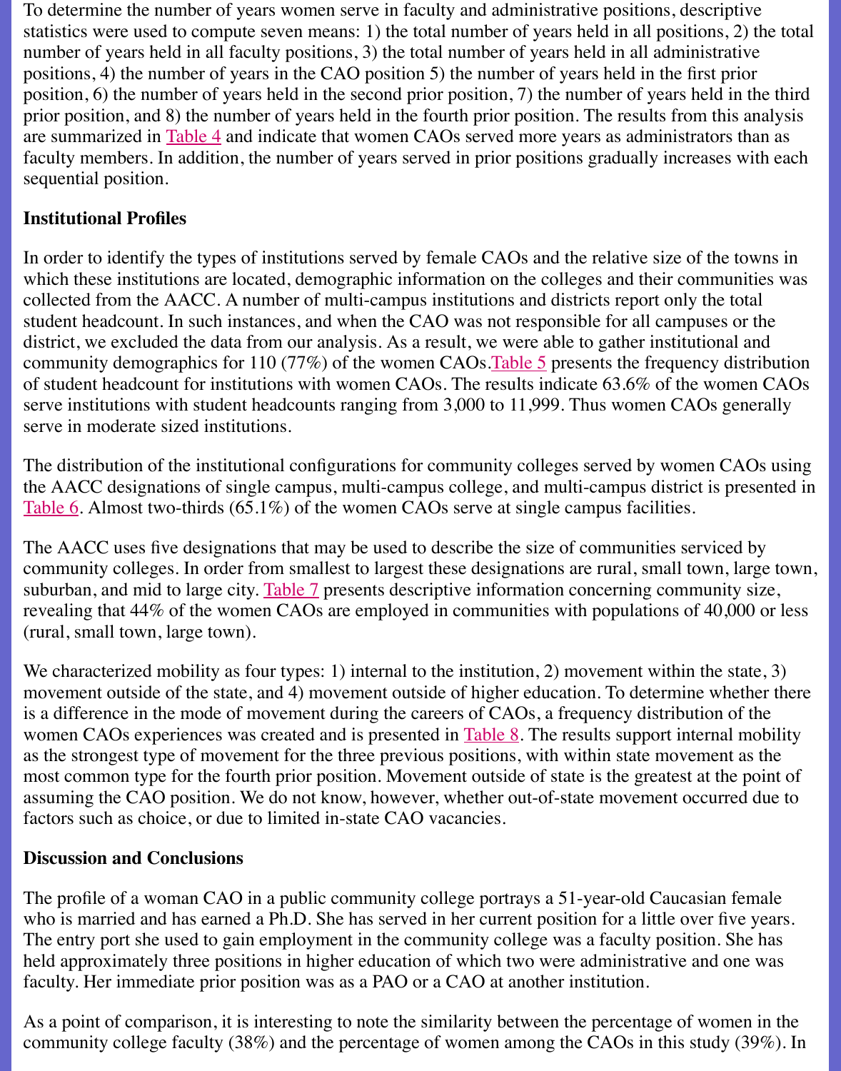To determine the number of years women serve in faculty and administrative positions, descriptive statistics were used to compute seven means: 1) the total number of years held in all positions, 2) the total number of years held in all faculty positions, 3) the total number of years held in all administrative positions, 4) the number of years in the CAO position 5) the number of years held in the first prior position, 6) the number of years held in the second prior position, 7) the number of years held in the third prior position, and 8) the number of years held in the fourth prior position. The results from this analysis are summarized in Table 4 and indicate that women CAOs served more years as administrators than as faculty members. In addition, the number of years served in prior positions gradually increases with each sequential position.

**Institutional Profiles**

In order to identify the types of institutions served by female CAOs and the relative size of the towns in which these institutions are located, demographic information on the colleges and their communities was collected from the AACC. A number of multi-campus institutions and districts report only the total student headcount. In such instances, and when the CAO was not responsible for all campuses or the district, we excluded the data from our analysis. As a result, we were able to gather institutional and community demographics for 110 (77%) of the women CAOs. Table 5 presents the frequency distribution of student headcount for institutions with women CAOs. The results indicate 63.6% of the women CAOs serve institutions with student headcounts ranging from 3,000 to 11,999. Thus women CAOs generally serve in moderate sized institutions.

The distribution of the institutional configurations for community colleges served by women CAOs using the AACC designations of single campus, multi-campus college, and multi-campus district is presented in Table 6. Almost two-thirds (65.1%) of the women CAOs serve at single campus facilities.

The AACC uses five designations that may be used to describe the size of communities serviced by community colleges. In order from smallest to largest these designations are rural, small town, large town, suburban, and mid to large city. Table 7 presents descriptive information concerning community size, revealing that 44% of the women CAOs are employed in communities with populations of 40,000 or less (rural, small town, large town).

We characterized mobility as four types: 1) internal to the institution, 2) movement within the state, 3) movement outside of the state, and 4) movement outside of higher education. To determine whether there is a difference in the mode of movement during the careers of CAOs, a frequency distribution of the women CAOs experiences was created and is presented in Table 8. The results support internal mobility as the strongest type of movement for the three previous positions, with within state movement as the most common type for the fourth prior position. Movement outside of state is the greatest at the point of assuming the CAO position. We do not know, however, whether out-of-state movement occurred due to factors such as choice, or due to limited in-state CAO vacancies.

**Discussion and Conclusions**

The profile of a woman CAO in a public community college portrays a 51-year-old Caucasian female who is married and has earned a Ph.D. She has served in her current position for a little over five years. The entry port she used to gain employment in the community college was a faculty position. She has held approximately three positions in higher education of which two were administrative and one was faculty. Her immediate prior position was as a PAO or a CAO at another institution.

As a point of comparison, it is interesting to note the similarity between the percentage of women in the community college faculty (38%) and the percentage of women among the CAOs in this study (39%). In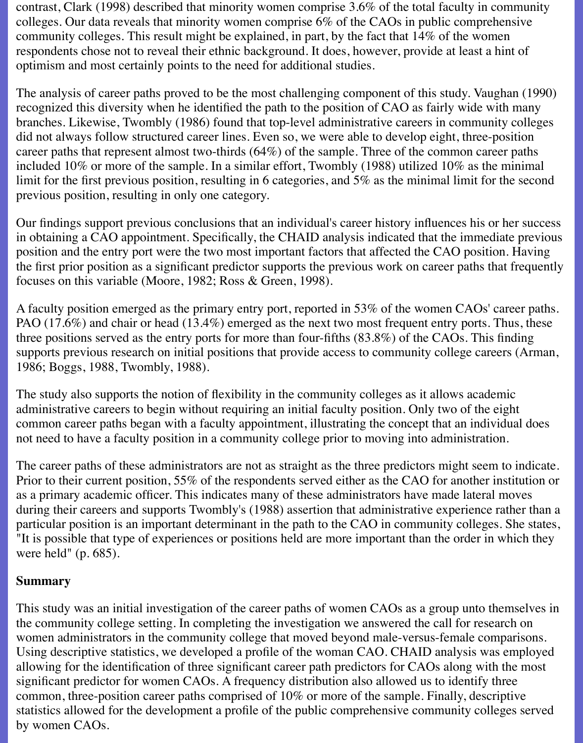contrast, Clark (1998) described that minority women comprise 3.6% of the total faculty in community colleges. Our data reveals that minority women comprise 6% of the CAOs in public comprehensive community colleges. This result might be explained, in part, by the fact that 14% of the women respondents chose not to reveal their ethnic background. It does, however, provide at least a hint of optimism and most certainly points to the need for additional studies.

The analysis of career paths proved to be the most challenging component of this study. Vaughan (1990) recognized this diversity when he identified the path to the position of CAO as fairly wide with many branches. Likewise, Twombly (1986) found that top-level administrative careers in community colleges did not always follow structured career lines. Even so, we were able to develop eight, three-position career paths that represent almost two-thirds (64%) of the sample. Three of the common career paths included 10% or more of the sample. In a similar effort, Twombly (1988) utilized 10% as the minimal limit for the first previous position, resulting in 6 categories, and 5% as the minimal limit for the second previous position, resulting in only one category.

Our findings support previous conclusions that an individual's career history influences his or her success in obtaining a CAO appointment. Specifically, the CHAID analysis indicated that the immediate previous position and the entry port were the two most important factors that affected the CAO position. Having the first prior position as a significant predictor supports the previous work on career paths that frequently focuses on this variable (Moore, 1982; Ross & Green, 1998).

A faculty position emerged as the primary entry port, reported in 53% of the women CAOs' career paths. PAO (17.6%) and chair or head (13.4%) emerged as the next two most frequent entry ports. Thus, these three positions served as the entry ports for more than four-fifths (83.8%) of the CAOs. This finding supports previous research on initial positions that provide access to community college careers (Arman, 1986; Boggs, 1988, Twombly, 1988).

The study also supports the notion of flexibility in the community colleges as it allows academic administrative careers to begin without requiring an initial faculty position. Only two of the eight common career paths began with a faculty appointment, illustrating the concept that an individual does not need to have a faculty position in a community college prior to moving into administration.

The career paths of these administrators are not as straight as the three predictors might seem to indicate. Prior to their current position, 55% of the respondents served either as the CAO for another institution or as a primary academic officer. This indicates many of these administrators have made lateral moves during their careers and supports Twombly's (1988) assertion that administrative experience rather than a particular position is an important determinant in the path to the CAO in community colleges. She states, "It is possible that type of experiences or positions held are more important than the order in which they were held" (p. 685).

**Summary**

This study was an initial investigation of the career paths of women CAOs as a group unto themselves in the community college setting. In completing the investigation we answered the call for research on women administrators in the community college that moved beyond male-versus-female comparisons. Using descriptive statistics, we developed a profile of the woman CAO. CHAID analysis was employed allowing for the identification of three significant career path predictors for CAOs along with the most significant predictor for women CAOs. A frequency distribution also allowed us to identify three common, three-position career paths comprised of 10% or more of the sample. Finally, descriptive statistics allowed for the development a profile of the public comprehensive community colleges served by women CAOs.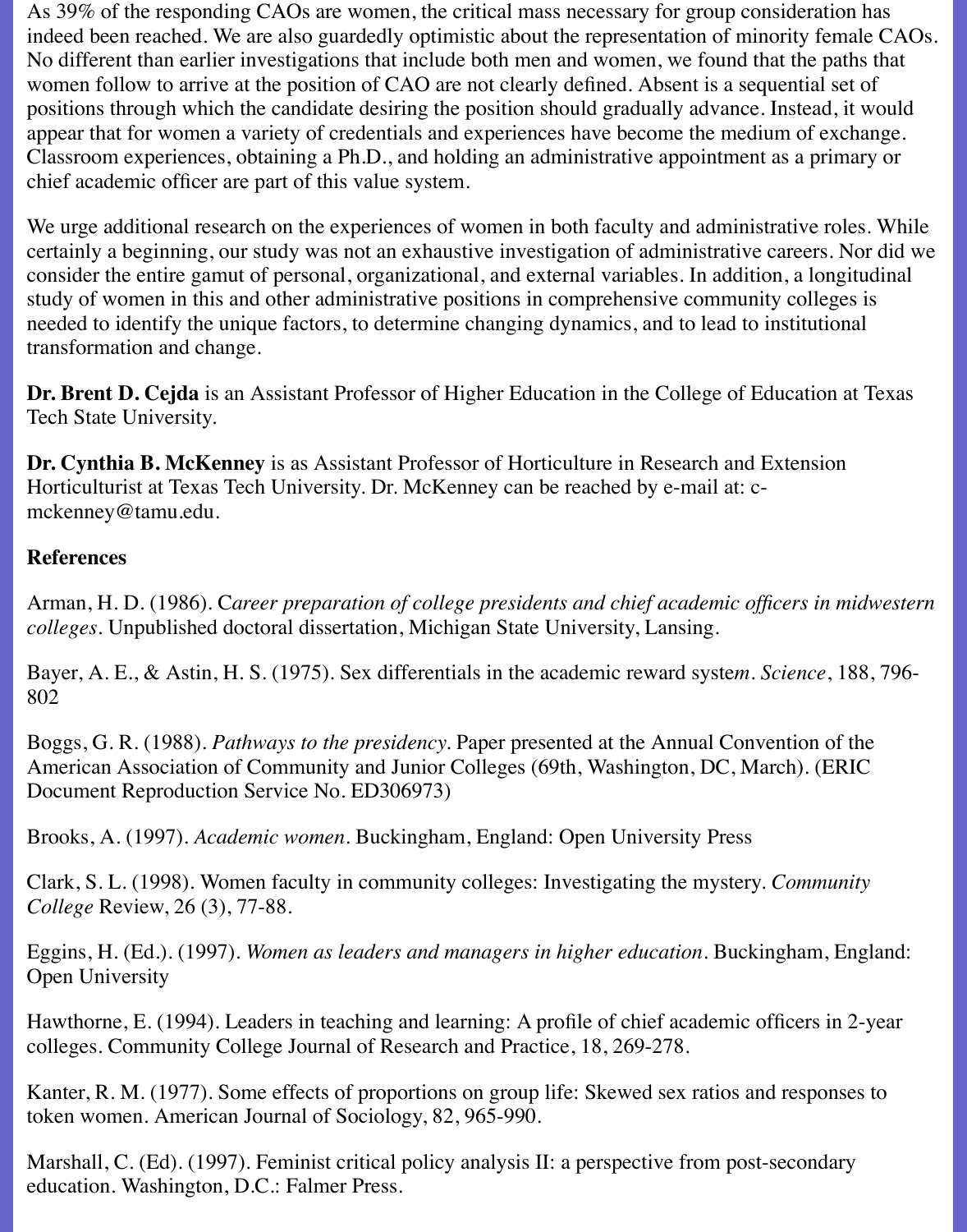As 39% of the responding CAOs are women, the critical mass necessary for group consideration has indeed been reached. We are also guardedly optimistic about the representation of minority female CAOs. No different than earlier investigations that include both men and women, we found that the paths that women follow to arrive at the position of CAO are not clearly defined. Absent is a sequential set of positions through which the candidate desiring the position should gradually advance. Instead, it would appear that for women a variety of credentials and experiences have become the medium of exchange. Classroom experiences, obtaining a Ph.D., and holding an administrative appointment as a primary or chief academic officer are part of this value system.

We urge additional research on the experiences of women in both faculty and administrative roles. While certainly a beginning, our study was not an exhaustive investigation of administrative careers. Nor did we consider the entire gamut of personal, organizational, and external variables. In addition, a longitudinal study of women in this and other administrative positions in comprehensive community colleges is needed to identify the unique factors, to determine changing dynamics, and to lead to institutional transformation and change.

**Dr. Brent D. Cejda** is an Assistant Professor of Higher Education in the College of Education at Texas Tech State University.

**Dr. Cynthia B. McKenney** is as Assistant Professor of Horticulture in Research and Extension Horticulturist at Texas Tech University. Dr. McKenney can be reached by e-mail at: c-mckenney@tamu.edu.

**References**

Arman, H. D. (1986). C*areer preparation of college presidents and chief academic officers in midwestern colleges*. Unpublished doctoral dissertation, Michigan State University, Lansing.

Bayer, A. E., & Astin, H. S. (1975). Sex differentials in the academic reward syste*m*. *Science*, 188, 796-802

Boggs, G. R. (1988). *Pathways to the presidency*. Paper presented at the Annual Convention of the American Association of Community and Junior Colleges (69th, Washington, DC, March). (ERIC Document Reproduction Service No. ED306973)

Brooks, A. (1997). *Academic women*. Buckingham, England: Open University Press

Clark, S. L. (1998). Women faculty in community colleges: Investigating the mystery. *Community College* Review, 26 (3), 77-88.

Eggins, H. (Ed.). (1997). *Women as leaders and managers in higher education*. Buckingham, England: Open University

Hawthorne, E. (1994). Leaders in teaching and learning: A profile of chief academic officers in 2-year colleges. Community College Journal of Research and Practice, 18, 269-278.

Kanter, R. M. (1977). Some effects of proportions on group life: Skewed sex ratios and responses to token women. American Journal of Sociology, 82, 965-990.

Marshall, C. (Ed). (1997). Feminist critical policy analysis II: a perspective from post-secondary education. Washington, D.C.: Falmer Press.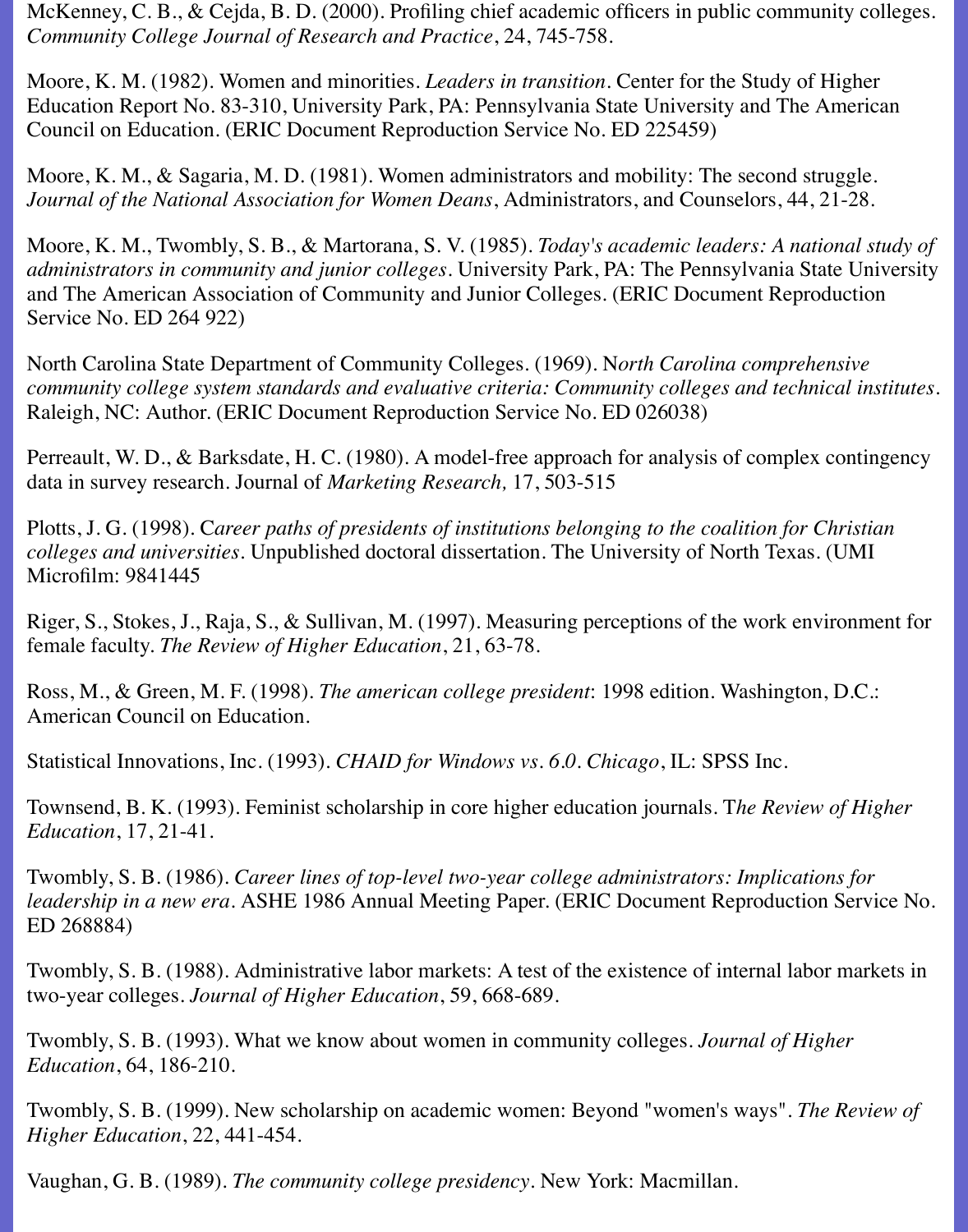McKenney, C. B., & Cejda, B. D. (2000). Profiling chief academic officers in public community colleges. *Community College Journal of Research and Practice*, 24, 745-758.

Moore, K. M. (1982). Women and minorities. *Leaders in transition*. Center for the Study of Higher Education Report No. 83-310, University Park, PA: Pennsylvania State University and The American Council on Education. (ERIC Document Reproduction Service No. ED 225459)

Moore, K. M., & Sagaria, M. D. (1981). Women administrators and mobility: The second struggle. *Journal of the National Association for Women Deans*, Administrators, and Counselors, 44, 21-28.

Moore, K. M., Twombly, S. B., & Martorana, S. V. (1985). *Today's academic leaders: A national study of administrators in community and junior colleges*. University Park, PA: The Pennsylvania State University and The American Association of Community and Junior Colleges. (ERIC Document Reproduction Service No. ED 264 922)

North Carolina State Department of Community Colleges. (1969). N*orth Carolina comprehensive community college system standards and evaluative criteria: Community colleges and technical institutes*. Raleigh, NC: Author. (ERIC Document Reproduction Service No. ED 026038)

Perreault, W. D., & Barksdate, H. C. (1980). A model-free approach for analysis of complex contingency data in survey research. Journal of *Marketing Research,* 17, 503-515

Plotts, J. G. (1998). C*areer paths of presidents of institutions belonging to the coalition for Christian colleges and universities*. Unpublished doctoral dissertation. The University of North Texas. (UMI Microfilm: 9841445

Riger, S., Stokes, J., Raja, S., & Sullivan, M. (1997). Measuring perceptions of the work environment for female faculty. *The Review of Higher Education*, 21, 63-78.

Ross, M., & Green, M. F. (1998). *The american college president*: 1998 edition. Washington, D.C.: American Council on Education.

Statistical Innovations, Inc. (1993). *CHAID for Windows vs. 6.0. Chicago*, IL: SPSS Inc.

Townsend, B. K. (1993). Feminist scholarship in core higher education journals. T*he Review of Higher Education*, 17, 21-41.

Twombly, S. B. (1986). *Career lines of top-level two-year college administrators: Implications for leadership in a new era*. ASHE 1986 Annual Meeting Paper. (ERIC Document Reproduction Service No. ED 268884)

Twombly, S. B. (1988). Administrative labor markets: A test of the existence of internal labor markets in two-year colleges. *Journal of Higher Education*, 59, 668-689.

Twombly, S. B. (1993). What we know about women in community colleges. *Journal of Higher Education*, 64, 186-210.

Twombly, S. B. (1999). New scholarship on academic women: Beyond "women's ways". *The Review of Higher Education*, 22, 441-454.

Vaughan, G. B. (1989). *The community college presidency*. New York: Macmillan.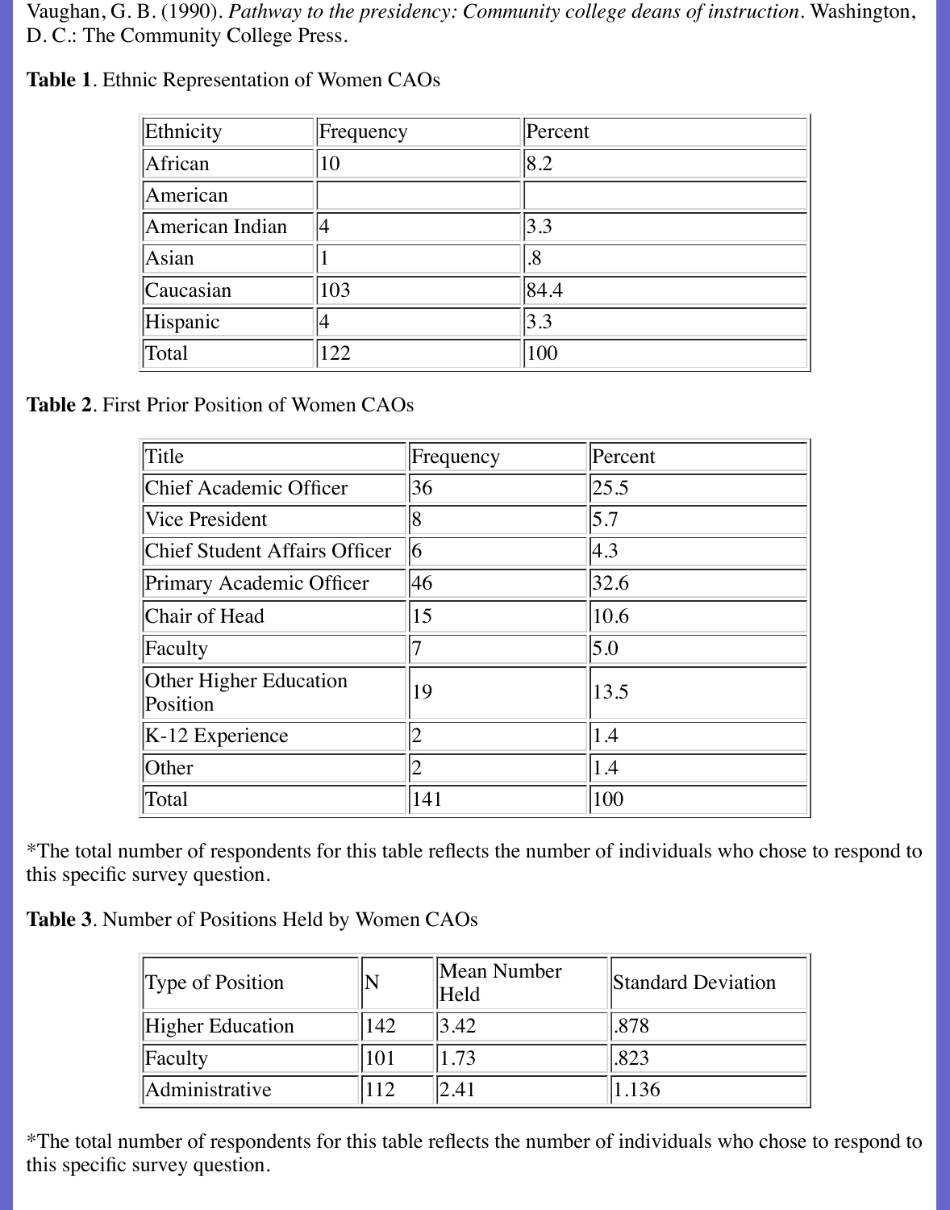Vaughan, G. B. (1990). *Pathway to the presidency: Community college deans of instruction*. Washington, D. C.: The Community College Press.

**Table 1**. Ethnic Representation of Women CAOs

| Ethnicity | Frequency | Percent |
|---|---|---|
| African | 10 | 8.2 |
| American | | |
| American Indian | 4 | 3.3 |
| Asian | 1 | .8 |
| Caucasian | 103 | 84.4 |
| Hispanic | 4 | 3.3 |
| Total | 122 | 100 |

**Table 2**. First Prior Position of Women CAOs

| Title | Frequency | Percent |
|---|---|---|
| Chief Academic Officer | 36 | 25.5 |
| Vice President | 8 | 5.7 |
| Chief Student Affairs Officer | 6 | 4.3 |
| Primary Academic Officer | 46 | 32.6 |
| Chair of Head | 15 | 10.6 |
| Faculty | 7 | 5.0 |
| Other Higher Education Position | 19 | 13.5 |
| K-12 Experience | 2 | 1.4 |
| Other | 2 | 1.4 |
| Total | 141 | 100 |

*The total number of respondents for this table reflects the number of individuals who chose to respond to this specific survey question.

**Table 3**. Number of Positions Held by Women CAOs

| Type of Position | N | Mean Number Held | Standard Deviation |
|---|---|---|---|
| Higher Education | 142 | 3.42 | .878 |
| Faculty | 101 | 1.73 | .823 |
| Administrative | 112 | 2.41 | 1.136 |

*The total number of respondents for this table reflects the number of individuals who chose to respond to this specific survey question.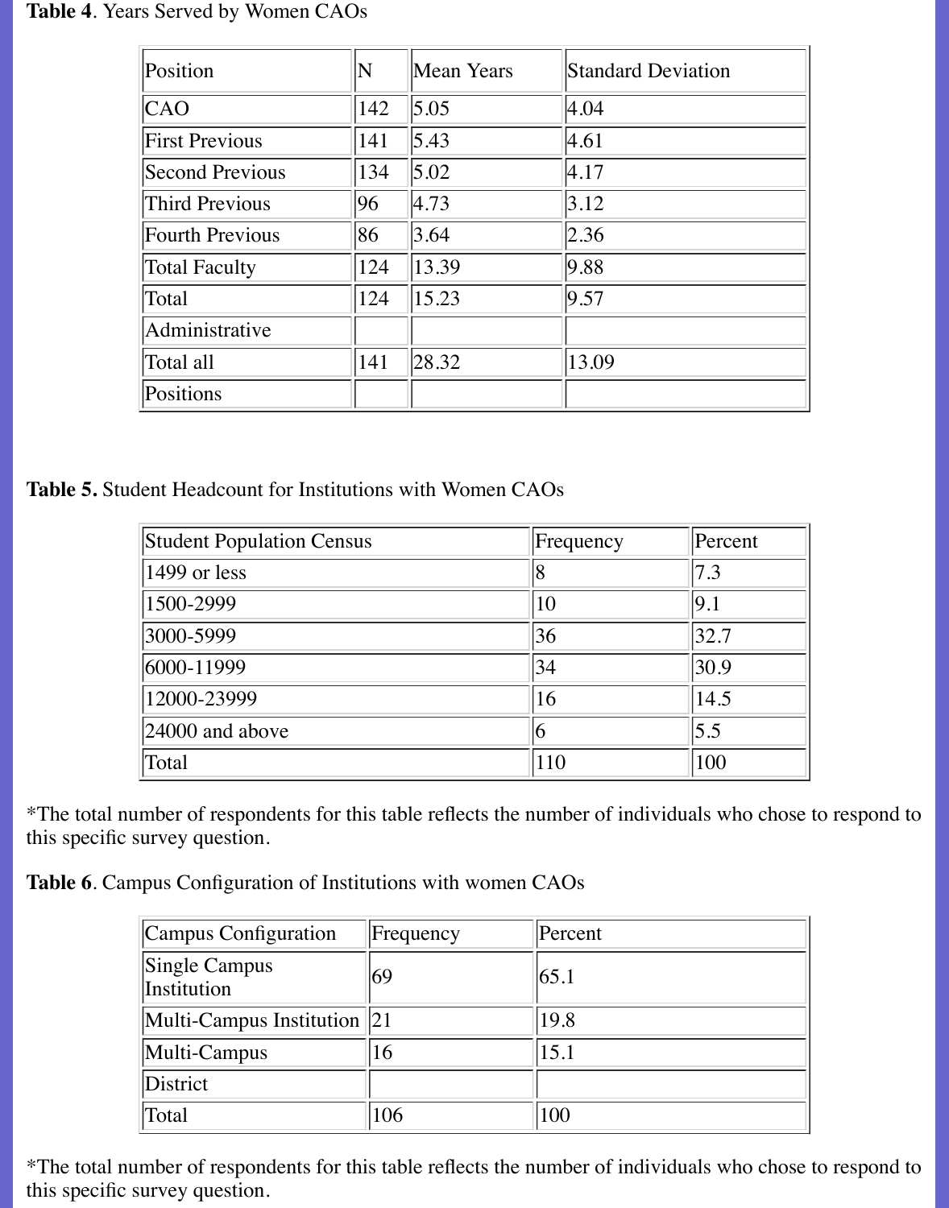**Table 4**. Years Served by Women CAOs

| Position | N | Mean Years | Standard Deviation |
|---|---|---|---|
| CAO | 142 | 5.05 | 4.04 |
| First Previous | 141 | 5.43 | 4.61 |
| Second Previous | 134 | 5.02 | 4.17 |
| Third Previous | 96 | 4.73 | 3.12 |
| Fourth Previous | 86 | 3.64 | 2.36 |
| Total Faculty | 124 | 13.39 | 9.88 |
| Total Administrative | 124 | 15.23 | 9.57 |
| Total all Positions | 141 | 28.32 | 13.09 |

**Table 5.** Student Headcount for Institutions with Women CAOs

| Student Population Census | Frequency | Percent |
|---|---|---|
| 1499 or less | 8 | 7.3 |
| 1500-2999 | 10 | 9.1 |
| 3000-5999 | 36 | 32.7 |
| 6000-11999 | 34 | 30.9 |
| 12000-23999 | 16 | 14.5 |
| 24000 and above | 6 | 5.5 |
| Total | 110 | 100 |

*The total number of respondents for this table reflects the number of individuals who chose to respond to this specific survey question.

**Table 6**. Campus Configuration of Institutions with women CAOs

| Campus Configuration | Frequency | Percent |
|---|---|---|
| Single Campus Institution | 69 | 65.1 |
| Multi-Campus Institution | 21 | 19.8 |
| Multi-Campus District | 16 | 15.1 |
| Total | 106 | 100 |

*The total number of respondents for this table reflects the number of individuals who chose to respond to this specific survey question.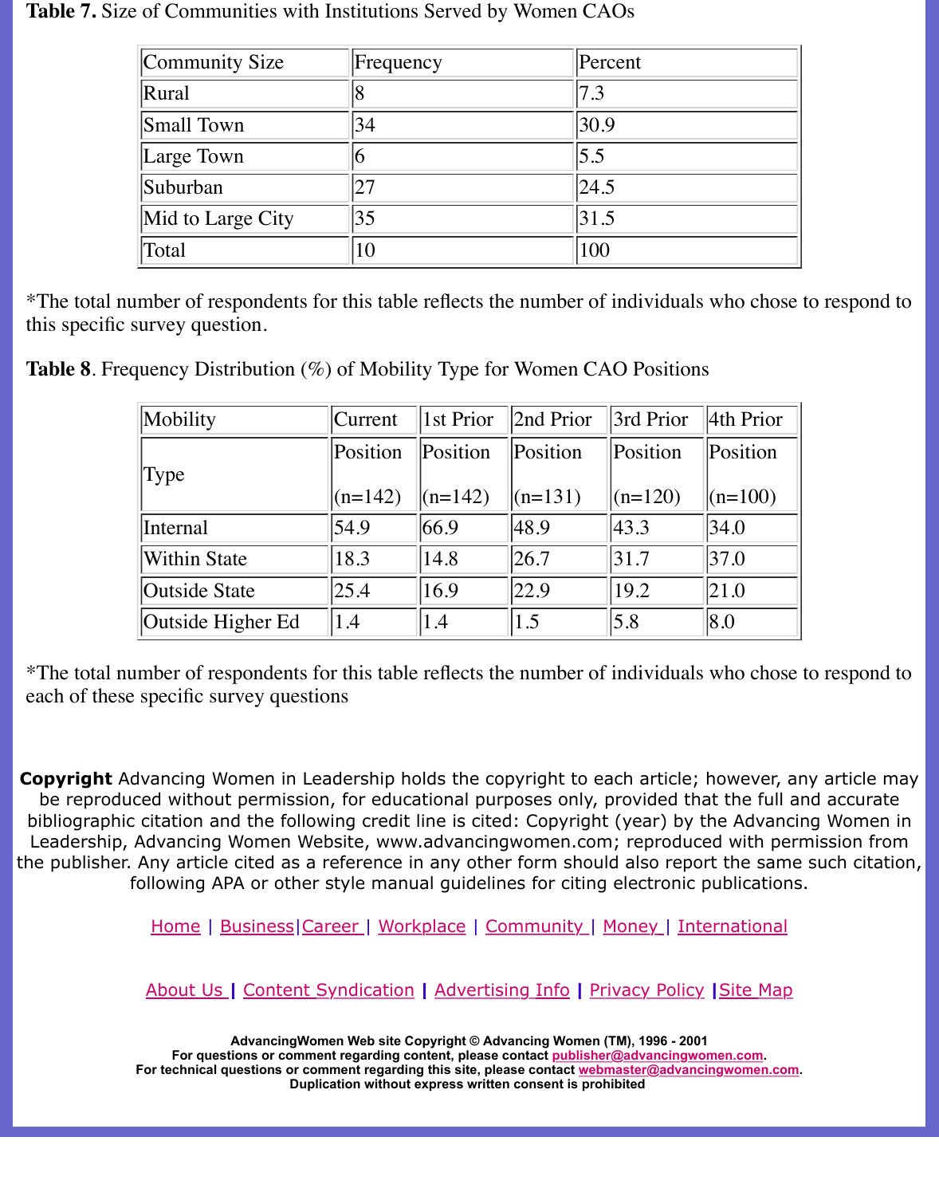**Table 7.** Size of Communities with Institutions Served by Women CAOs

| Community Size | Frequency | Percent |
|---|---|---|
| Rural | 8 | 7.3 |
| Small Town | 34 | 30.9 |
| Large Town | 6 | 5.5 |
| Suburban | 27 | 24.5 |
| Mid to Large City | 35 | 31.5 |
| Total | 10 | 100 |

*The total number of respondents for this table reflects the number of individuals who chose to respond to this specific survey question.

**Table 8**. Frequency Distribution (%) of Mobility Type for Women CAO Positions

| Mobility | Current | 1st Prior | 2nd Prior | 3rd Prior | 4th Prior |
|---|---|---|---|---|---|
| Type | Position (n=142) | Position (n=142) | Position (n=131) | Position (n=120) | Position (n=100) |
| Internal | 54.9 | 66.9 | 48.9 | 43.3 | 34.0 |
| Within State | 18.3 | 14.8 | 26.7 | 31.7 | 37.0 |
| Outside State | 25.4 | 16.9 | 22.9 | 19.2 | 21.0 |
| Outside Higher Ed | 1.4 | 1.4 | 1.5 | 5.8 | 8.0 |

*The total number of respondents for this table reflects the number of individuals who chose to respond to each of these specific survey questions

**Copyright** Advancing Women in Leadership holds the copyright to each article; however, any article may be reproduced without permission, for educational purposes only, provided that the full and accurate bibliographic citation and the following credit line is cited: Copyright (year) by the Advancing Women in Leadership, Advancing Women Website, www.advancingwomen.com; reproduced with permission from the publisher. Any article cited as a reference in any other form should also report the same such citation, following APA or other style manual guidelines for citing electronic publications.

Home | Business|Career | Workplace | Community | Money | International

About Us | Content Syndication | Advertising Info | Privacy Policy |Site Map

**AdvancingWomen Web site Copyright © Advancing Women (TM), 1996 - 2001**
**For questions or comment regarding content, please contact publisher@advancingwomen.com.**
**For technical questions or comment regarding this site, please contact webmaster@advancingwomen.com.**
**Duplication without express written consent is prohibited**